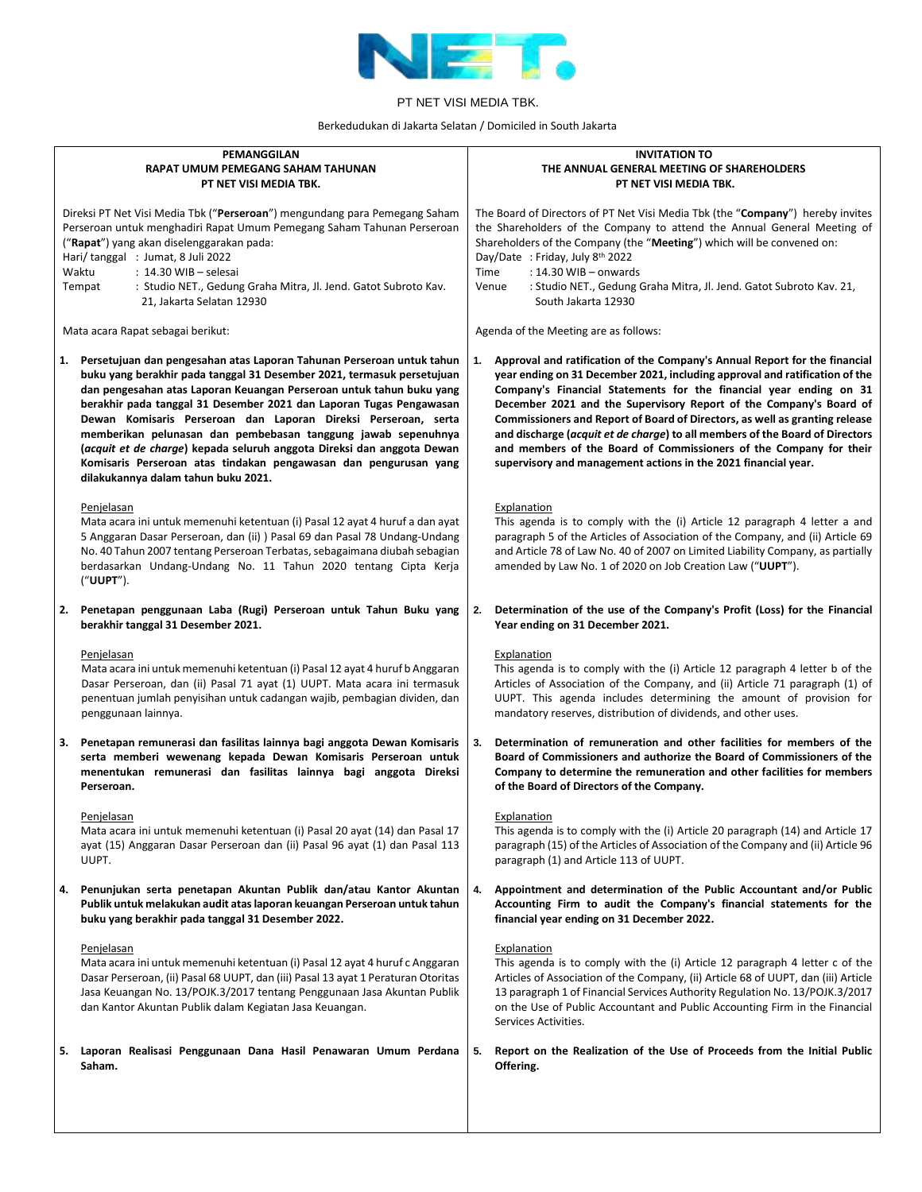PT NET VISI MEDIA TBK.

Berkedudukan di Jakarta Selatan / Domiciled in South Jakarta

## PEMANGGILAN RAPAT UMUM PEMEGANG SAHAM TAHUNAN PT NET VISI MEDIA TBK.

Direksi PT Net Visi Media Tbk ("**Perseroan**") mengundang para Pemegang Saham Perseroan untuk menghadiri Rapat Umum Pemegang Saham Tahunan Perseroan ("**Rapat**") yang akan diselenggarakan pada:

Hari/ tanggal : Jumat, 8 Juli 2022
Waktu : 14.30 WIB – selesai
Tempat : Studio NET., Gedung Graha Mitra, Jl. Jend. Gatot Subroto Kav. 21, Jakarta Selatan 12930

Mata acara Rapat sebagai berikut:

1. **Persetujuan dan pengesahan atas Laporan Tahunan Perseroan untuk tahun buku yang berakhir pada tanggal 31 Desember 2021, termasuk persetujuan dan pengesahan atas Laporan Keuangan Perseroan untuk tahun buku yang berakhir pada tanggal 31 Desember 2021 dan Laporan Tugas Pengawasan Dewan Komisaris Perseroan dan Laporan Direksi Perseroan, serta memberikan pelunasan dan pembebasan tanggung jawab sepenuhnya (*acquit et de charge*) kepada seluruh anggota Direksi dan anggota Dewan Komisaris Perseroan atas tindakan pengawasan dan pengurusan yang dilakukannya dalam tahun buku 2021.**

   Penjelasan
   Mata acara ini untuk memenuhi ketentuan (i) Pasal 12 ayat 4 huruf a dan ayat 5 Anggaran Dasar Perseroan, dan (ii) ) Pasal 69 dan Pasal 78 Undang-Undang No. 40 Tahun 2007 tentang Perseroan Terbatas, sebagaimana diubah sebagian berdasarkan Undang-Undang No. 11 Tahun 2020 tentang Cipta Kerja ("**UUPT**").

2. **Penetapan penggunaan Laba (Rugi) Perseroan untuk Tahun Buku yang berakhir tanggal 31 Desember 2021.**

   Penjelasan
   Mata acara ini untuk memenuhi ketentuan (i) Pasal 12 ayat 4 huruf b Anggaran Dasar Perseroan, dan (ii) Pasal 71 ayat (1) UUPT. Mata acara ini termasuk penentuan jumlah penyisihan untuk cadangan wajib, pembagian dividen, dan penggunaan lainnya.

3. **Penetapan remunerasi dan fasilitas lainnya bagi anggota Dewan Komisaris serta memberi wewenang kepada Dewan Komisaris Perseroan untuk menentukan remunerasi dan fasilitas lainnya bagi anggota Direksi Perseroan.**

   Penjelasan
   Mata acara ini untuk memenuhi ketentuan (i) Pasal 20 ayat (14) dan Pasal 17 ayat (15) Anggaran Dasar Perseroan dan (ii) Pasal 96 ayat (1) dan Pasal 113 UUPT.

4. **Penunjukan serta penetapan Akuntan Publik dan/atau Kantor Akuntan Publik untuk melakukan audit atas laporan keuangan Perseroan untuk tahun buku yang berakhir pada tanggal 31 Desember 2022.**

   Penjelasan
   Mata acara ini untuk memenuhi ketentuan (i) Pasal 12 ayat 4 huruf c Anggaran Dasar Perseroan, (ii) Pasal 68 UUPT, dan (iii) Pasal 13 ayat 1 Peraturan Otoritas Jasa Keuangan No. 13/POJK.3/2017 tentang Penggunaan Jasa Akuntan Publik dan Kantor Akuntan Publik dalam Kegiatan Jasa Keuangan.

5. **Laporan Realisasi Penggunaan Dana Hasil Penawaran Umum Perdana Saham.**

## INVITATION TO THE ANNUAL GENERAL MEETING OF SHAREHOLDERS PT NET VISI MEDIA TBK.

The Board of Directors of PT Net Visi Media Tbk (the "**Company**") hereby invites the Shareholders of the Company to attend the Annual General Meeting of Shareholders of the Company (the "**Meeting**") which will be convened on:

Day/Date : Friday, July 8th 2022
Time : 14.30 WIB – onwards
Venue : Studio NET., Gedung Graha Mitra, Jl. Jend. Gatot Subroto Kav. 21, South Jakarta 12930

Agenda of the Meeting are as follows:

1. **Approval and ratification of the Company's Annual Report for the financial year ending on 31 December 2021, including approval and ratification of the Company's Financial Statements for the financial year ending on 31 December 2021 and the Supervisory Report of the Company's Board of Commissioners and Report of Board of Directors, as well as granting release and discharge (*acquit et de charge*) to all members of the Board of Directors and members of the Board of Commissioners of the Company for their supervisory and management actions in the 2021 financial year.**

   Explanation
   This agenda is to comply with the (i) Article 12 paragraph 4 letter a and paragraph 5 of the Articles of Association of the Company, and (ii) Article 69 and Article 78 of Law No. 40 of 2007 on Limited Liability Company, as partially amended by Law No. 1 of 2020 on Job Creation Law ("**UUPT**").

2. **Determination of the use of the Company's Profit (Loss) for the Financial Year ending on 31 December 2021.**

   Explanation
   This agenda is to comply with the (i) Article 12 paragraph 4 letter b of the Articles of Association of the Company, and (ii) Article 71 paragraph (1) of UUPT. This agenda includes determining the amount of provision for mandatory reserves, distribution of dividends, and other uses.

3. **Determination of remuneration and other facilities for members of the Board of Commissioners and authorize the Board of Commissioners of the Company to determine the remuneration and other facilities for members of the Board of Directors of the Company.**

   Explanation
   This agenda is to comply with the (i) Article 20 paragraph (14) and Article 17 paragraph (15) of the Articles of Association of the Company and (ii) Article 96 paragraph (1) and Article 113 of UUPT.

4. **Appointment and determination of the Public Accountant and/or Public Accounting Firm to audit the Company's financial statements for the financial year ending on 31 December 2022.**

   Explanation
   This agenda is to comply with the (i) Article 12 paragraph 4 letter c of the Articles of Association of the Company, (ii) Article 68 of UUPT, dan (iii) Article 13 paragraph 1 of Financial Services Authority Regulation No. 13/POJK.3/2017 on the Use of Public Accountant and Public Accounting Firm in the Financial Services Activities.

5. **Report on the Realization of the Use of Proceeds from the Initial Public Offering.**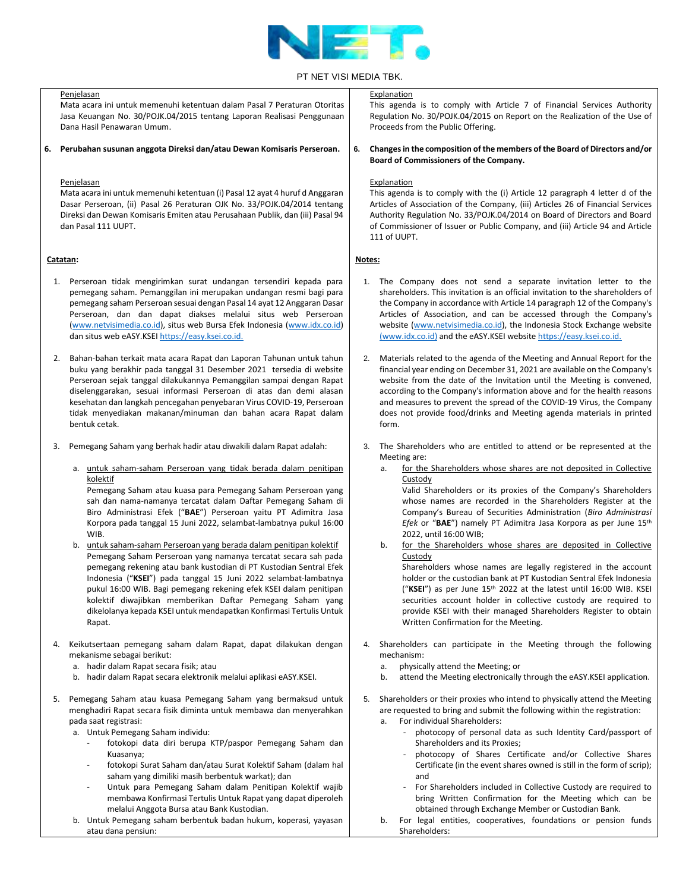PT NET VISI MEDIA TBK.

Penjelasan
Mata acara ini untuk memenuhi ketentuan dalam Pasal 7 Peraturan Otoritas Jasa Keuangan No. 30/POJK.04/2015 tentang Laporan Realisasi Penggunaan Dana Hasil Penawaran Umum.

**6. Perubahan susunan anggota Direksi dan/atau Dewan Komisaris Perseroan.**

Penjelasan
Mata acara ini untuk memenuhi ketentuan (i) Pasal 12 ayat 4 huruf d Anggaran Dasar Perseroan, (ii) Pasal 26 Peraturan OJK No. 33/POJK.04/2014 tentang Direksi dan Dewan Komisaris Emiten atau Perusahaan Publik, dan (iii) Pasal 94 dan Pasal 111 UUPT.

**Catatan:**

1. Perseroan tidak mengirimkan surat undangan tersendiri kepada para pemegang saham. Pemanggilan ini merupakan undangan resmi bagi para pemegang saham Perseroan sesuai dengan Pasal 14 ayat 12 Anggaran Dasar Perseroan, dan dan dapat diakses melalui situs web Perseroan (www.netvisimedia.co.id), situs web Bursa Efek Indonesia (www.idx.co.id) dan situs web eASY.KSEI https://easy.ksei.co.id.

2. Bahan-bahan terkait mata acara Rapat dan Laporan Tahunan untuk tahun buku yang berakhir pada tanggal 31 Desember 2021 tersedia di website Perseroan sejak tanggal dilakukannya Pemanggilan sampai dengan Rapat diselenggarakan, sesuai informasi Perseroan di atas dan demi alasan kesehatan dan langkah pencegahan penyebaran Virus COVID-19, Perseroan tidak menyediakan makanan/minuman dan bahan acara Rapat dalam bentuk cetak.

3. Pemegang Saham yang berhak hadir atau diwakili dalam Rapat adalah:
   a. untuk saham-saham Perseroan yang tidak berada dalam penitipan kolektif
   Pemegang Saham atau kuasa para Pemegang Saham Perseroan yang sah dan nama-namanya tercatat dalam Daftar Pemegang Saham di Biro Administrasi Efek ("**BAE**") Perseroan yaitu PT Adimitra Jasa Korpora pada tanggal 15 Juni 2022, selambat-lambatnya pukul 16:00 WIB.
   b. untuk saham-saham Perseroan yang berada dalam penitipan kolektif
   Pemegang Saham Perseroan yang namanya tercatat secara sah pada pemegang rekening atau bank kustodian di PT Kustodian Sentral Efek Indonesia ("**KSEI**") pada tanggal 15 Juni 2022 selambat-lambatnya pukul 16:00 WIB. Bagi pemegang rekening efek KSEI dalam penitipan kolektif diwajibkan memberikan Daftar Pemegang Saham yang dikelolanya kepada KSEI untuk mendapatkan Konfirmasi Tertulis Untuk Rapat.

4. Keikutsertaan pemegang saham dalam Rapat, dapat dilakukan dengan mekanisme sebagai berikut:
   a. hadir dalam Rapat secara fisik; atau
   b. hadir dalam Rapat secara elektronik melalui aplikasi eASY.KSEI.

5. Pemegang Saham atau kuasa Pemegang Saham yang bermaksud untuk menghadiri Rapat secara fisik diminta untuk membawa dan menyerahkan pada saat registrasi:
   a. Untuk Pemegang Saham individu:
      - fotokopi data diri berupa KTP/paspor Pemegang Saham dan Kuasanya;
      - fotokopi Surat Saham dan/atau Surat Kolektif Saham (dalam hal saham yang dimiliki masih berbentuk warkat); dan
      - Untuk para Pemegang Saham dalam Penitipan Kolektif wajib membawa Konfirmasi Tertulis Untuk Rapat yang dapat diperoleh melalui Anggota Bursa atau Bank Kustodian.
   b. Untuk Pemegang saham berbentuk badan hukum, koperasi, yayasan atau dana pensiun:

Explanation
This agenda is to comply with Article 7 of Financial Services Authority Regulation No. 30/POJK.04/2015 on Report on the Realization of the Use of Proceeds from the Public Offering.

**6. Changes in the composition of the members of the Board of Directors and/or Board of Commissioners of the Company.**

Explanation
This agenda is to comply with the (i) Article 12 paragraph 4 letter d of the Articles of Association of the Company, (iii) Articles 26 of Financial Services Authority Regulation No. 33/POJK.04/2014 on Board of Directors and Board of Commissioner of Issuer or Public Company, and (iii) Article 94 and Article 111 of UUPT.

**Notes:**

1. The Company does not send a separate invitation letter to the shareholders. This invitation is an official invitation to the shareholders of the Company in accordance with Article 14 paragraph 12 of the Company's Articles of Association, and can be accessed through the Company's website (www.netvisimedia.co.id), the Indonesia Stock Exchange website (www.idx.co.id) and the eASY.KSEI website https://easy.ksei.co.id.

2. Materials related to the agenda of the Meeting and Annual Report for the financial year ending on December 31, 2021 are available on the Company's website from the date of the Invitation until the Meeting is convened, according to the Company's information above and for the health reasons and measures to prevent the spread of the COVID-19 Virus, the Company does not provide food/drinks and Meeting agenda materials in printed form.

3. The Shareholders who are entitled to attend or be represented at the Meeting are:
   a. for the Shareholders whose shares are not deposited in Collective Custody
   Valid Shareholders or its proxies of the Company's Shareholders whose names are recorded in the Shareholders Register at the Company's Bureau of Securities Administration (*Biro Administrasi Efek* or "**BAE**") namely PT Adimitra Jasa Korpora as per June 15th 2022, until 16:00 WIB;
   b. for the Shareholders whose shares are deposited in Collective Custody
   Shareholders whose names are legally registered in the account holder or the custodian bank at PT Kustodian Sentral Efek Indonesia ("**KSEI**") as per June 15th 2022 at the latest until 16:00 WIB. KSEI securities account holder in collective custody are required to provide KSEI with their managed Shareholders Register to obtain Written Confirmation for the Meeting.

4. Shareholders can participate in the Meeting through the following mechanism:
   a. physically attend the Meeting; or
   b. attend the Meeting electronically through the eASY.KSEI application.

5. Shareholders or their proxies who intend to physically attend the Meeting are requested to bring and submit the following within the registration:
   a. For individual Shareholders:
      - photocopy of personal data as such Identity Card/passport of Shareholders and its Proxies;
      - photocopy of Shares Certificate and/or Collective Shares Certificate (in the event shares owned is still in the form of scrip); and
      - For Shareholders included in Collective Custody are required to bring Written Confirmation for the Meeting which can be obtained through Exchange Member or Custodian Bank.
   b. For legal entities, cooperatives, foundations or pension funds Shareholders: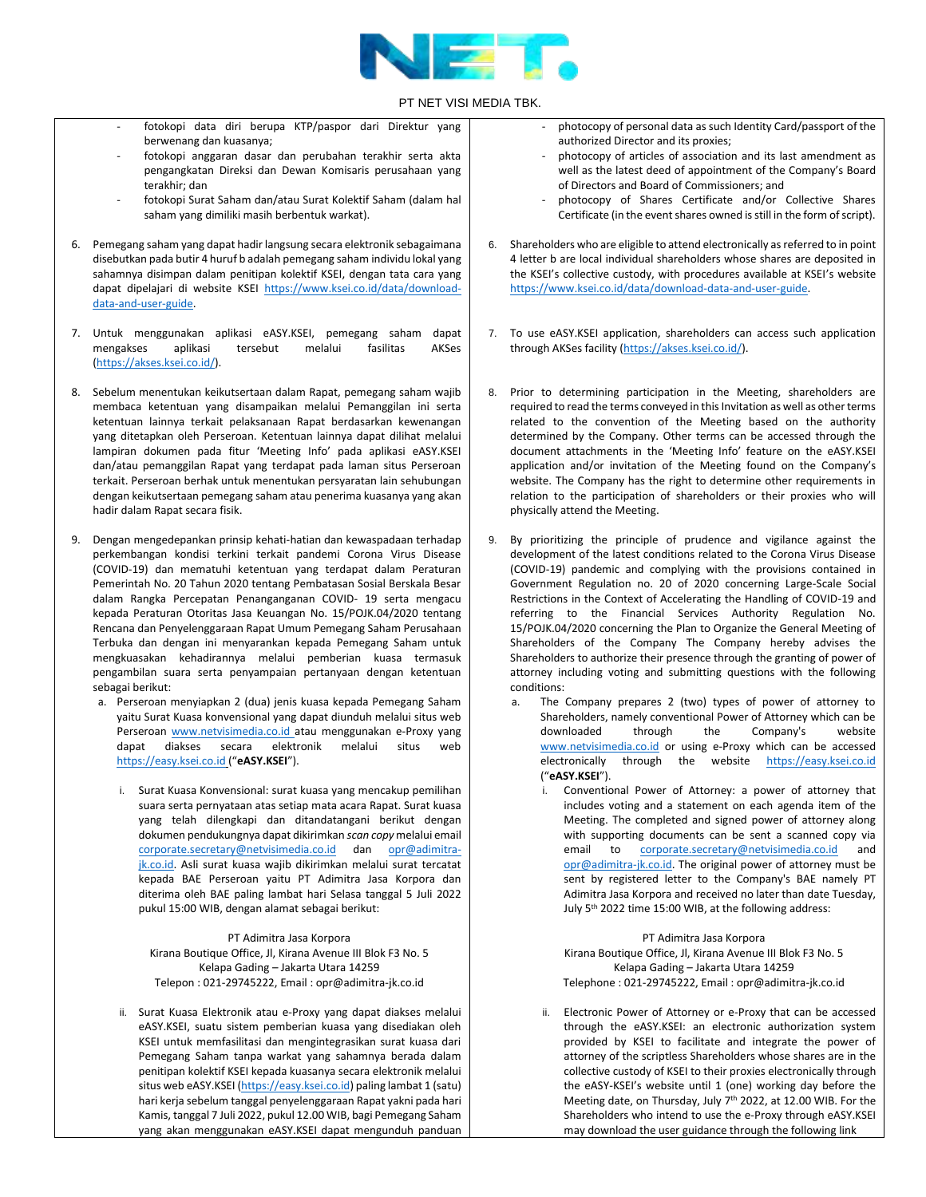PT NET VISI MEDIA TBK.

- fotokopi data diri berupa KTP/paspor dari Direktur yang berwenang dan kuasanya;
- fotokopi anggaran dasar dan perubahan terakhir serta akta pengangkatan Direksi dan Dewan Komisaris perusahaan yang terakhir; dan
- fotokopi Surat Saham dan/atau Surat Kolektif Saham (dalam hal saham yang dimiliki masih berbentuk warkat).

6. Pemegang saham yang dapat hadir langsung secara elektronik sebagaimana disebutkan pada butir 4 huruf b adalah pemegang saham individu lokal yang sahamnya disimpan dalam penitipan kolektif KSEI, dengan tata cara yang dapat dipelajari di website KSEI https://www.ksei.co.id/data/download-data-and-user-guide.

7. Untuk menggunakan aplikasi eASY.KSEI, pemegang saham dapat mengakses aplikasi tersebut melalui fasilitas AKSes (https://akses.ksei.co.id/).

8. Sebelum menentukan keikutsertaan dalam Rapat, pemegang saham wajib membaca ketentuan yang disampaikan melalui Pemanggilan ini serta ketentuan lainnya terkait pelaksanaan Rapat berdasarkan kewenangan yang ditetapkan oleh Perseroan. Ketentuan lainnya dapat dilihat melalui lampiran dokumen pada fitur 'Meeting Info' pada aplikasi eASY.KSEI dan/atau pemanggilan Rapat yang terdapat pada laman situs Perseroan terkait. Perseroan berhak untuk menentukan persyaratan lain sehubungan dengan keikutsertaan pemegang saham atau penerima kuasanya yang akan hadir dalam Rapat secara fisik.

9. Dengan mengedepankan prinsip kehati-hatian dan kewaspadaan terhadap perkembangan kondisi terkini terkait pandemi Corona Virus Disease (COVID-19) dan mematuhi ketentuan yang terdapat dalam Peraturan Pemerintah No. 20 Tahun 2020 tentang Pembatasan Sosial Berskala Besar dalam Rangka Percepatan Penanganganan COVID- 19 serta mengacu kepada Peraturan Otoritas Jasa Keuangan No. 15/POJK.04/2020 tentang Rencana dan Penyelenggaraan Rapat Umum Pemegang Saham Perusahaan Terbuka dan dengan ini menyarankan kepada Pemegang Saham untuk mengkuasakan kehadirannya melalui pemberian kuasa termasuk pengambilan suara serta penyampaian pertanyaan dengan ketentuan sebagai berikut:
   a. Perseroan menyiapkan 2 (dua) jenis kuasa kepada Pemegang Saham yaitu Surat Kuasa konvensional yang dapat diunduh melalui situs web Perseroan www.netvisimedia.co.id atau menggunakan e-Proxy yang dapat diakses secara elektronik melalui situs web https://easy.ksei.co.id ("**eASY.KSEI**").
      i. Surat Kuasa Konvensional: surat kuasa yang mencakup pemilihan suara serta pernyataan atas setiap mata acara Rapat. Surat kuasa yang telah dilengkapi dan ditandatangani berikut dengan dokumen pendukungnya dapat dikirimkan *scan copy* melalui email corporate.secretary@netvisimedia.co.id dan opr@adimitra-jk.co.id. Asli surat kuasa wajib dikirimkan melalui surat tercatat kepada BAE Perseroan yaitu PT Adimitra Jasa Korpora dan diterima oleh BAE paling lambat hari Selasa tanggal 5 Juli 2022 pukul 15:00 WIB, dengan alamat sebagai berikut:

         PT Adimitra Jasa Korpora
         Kirana Boutique Office, Jl, Kirana Avenue III Blok F3 No. 5
         Kelapa Gading – Jakarta Utara 14259
         Telepon : 021-29745222, Email : opr@adimitra-jk.co.id

      ii. Surat Kuasa Elektronik atau e-Proxy yang dapat diakses melalui eASY.KSEI, suatu sistem pemberian kuasa yang disediakan oleh KSEI untuk memfasilitasi dan mengintegrasikan surat kuasa dari Pemegang Saham tanpa warkat yang sahamnya berada dalam penitipan kolektif KSEI kepada kuasanya secara elektronik melalui situs web eASY.KSEI (https://easy.ksei.co.id) paling lambat 1 (satu) hari kerja sebelum tanggal penyelenggaraan Rapat yakni pada hari Kamis, tanggal 7 Juli 2022, pukul 12.00 WIB, bagi Pemegang Saham yang akan menggunakan eASY.KSEI dapat mengunduh panduan

---

- photocopy of personal data as such Identity Card/passport of the authorized Director and its proxies;
- photocopy of articles of association and its last amendment as well as the latest deed of appointment of the Company's Board of Directors and Board of Commissioners; and
- photocopy of Shares Certificate and/or Collective Shares Certificate (in the event shares owned is still in the form of script).

6. Shareholders who are eligible to attend electronically as referred to in point 4 letter b are local individual shareholders whose shares are deposited in the KSEI's collective custody, with procedures available at KSEI's website https://www.ksei.co.id/data/download-data-and-user-guide.

7. To use eASY.KSEI application, shareholders can access such application through AKSes facility (https://akses.ksei.co.id/).

8. Prior to determining participation in the Meeting, shareholders are required to read the terms conveyed in this Invitation as well as other terms related to the convention of the Meeting based on the authority determined by the Company. Other terms can be accessed through the document attachments in the 'Meeting Info' feature on the eASY.KSEI application and/or invitation of the Meeting found on the Company's website. The Company has the right to determine other requirements in relation to the participation of shareholders or their proxies who will physically attend the Meeting.

9. By prioritizing the principle of prudence and vigilance against the development of the latest conditions related to the Corona Virus Disease (COVID-19) pandemic and complying with the provisions contained in Government Regulation No. 20 of 2020 concerning Large-Scale Social Restrictions in the Context of Accelerating the Handling of COVID-19 and referring to the Financial Services Authority Regulation No. 15/POJK.04/2020 concerning the Plan to Organize the General Meeting of Shareholders of the Company The Company hereby advises the Shareholders to authorize their presence through the granting of power of attorney including voting and submitting questions with the following conditions:
   a. The Company prepares 2 (two) types of power of attorney to Shareholders, namely conventional Power of Attorney which can be downloaded through the Company's website www.netvisimedia.co.id or using e-Proxy which can be accessed electronically through the website https://easy.ksei.co.id ("**eASY.KSEI**").
      i. Conventional Power of Attorney: a power of attorney that includes voting and a statement on each agenda item of the Meeting. The completed and signed power of attorney along with supporting documents can be sent a scanned copy via email to corporate.secretary@netvisimedia.co.id and opr@adimitra-jk.co.id. The original power of attorney must be sent by registered letter to the Company's BAE namely PT Adimitra Jasa Korpora and received no later than date Tuesday, July 5th 2022 time 15:00 WIB, at the following address:

         PT Adimitra Jasa Korpora
         Kirana Boutique Office, Jl, Kirana Avenue III Blok F3 No. 5
         Kelapa Gading – Jakarta Utara 14259
         Telephone : 021-29745222, Email : opr@adimitra-jk.co.id

      ii. Electronic Power of Attorney or e-Proxy that can be accessed through the eASY.KSEI: an electronic authorization system provided by KSEI to facilitate and integrate the power of attorney of the scriptless Shareholders whose shares are in the collective custody of KSEI to their proxies electronically through the eASY-KSEI's website until 1 (one) working day before the Meeting date, on Thursday, July 7th 2022, at 12.00 WIB. For the Shareholders who intend to use the e-Proxy through eASY.KSEI may download the user guidance through the following link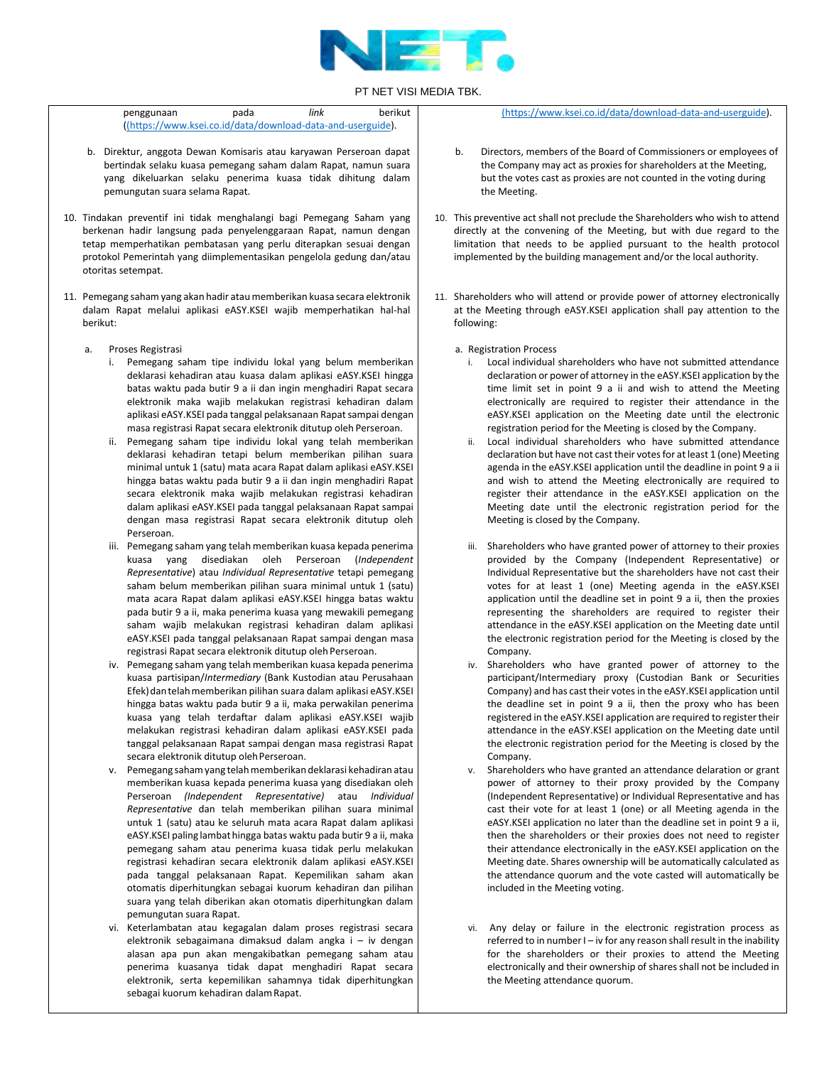penggunaan pada *link* berikut ([https://www.ksei.co.id/data/download-data-and-userguide](https://www.ksei.co.id/data/download-data-and-userguide)).

b. Direktur, anggota Dewan Komisaris atau karyawan Perseroan dapat bertindak selaku kuasa pemegang saham dalam Rapat, namun suara yang dikeluarkan selaku penerima kuasa tidak dihitung dalam pemungutan suara selama Rapat.

10. Tindakan preventif ini tidak menghalangi bagi Pemegang Saham yang berkenan hadir langsung pada penyelenggaraan Rapat, namun dengan tetap memperhatikan pembatasan yang perlu diterapkan sesuai dengan protokol Pemerintah yang diimplementasikan pengelola gedung dan/atau otoritas setempat.

11. Pemegang saham yang akan hadir atau memberikan kuasa secara elektronik dalam Rapat melalui aplikasi eASY.KSEI wajib memperhatikan hal-hal berikut:

a. Proses Registrasi

i. Pemegang saham tipe individu lokal yang belum memberikan deklarasi kehadiran atau kuasa dalam aplikasi eASY.KSEI hingga batas waktu pada butir 9 a ii dan ingin menghadiri Rapat secara elektronik maka wajib melakukan registrasi kehadiran dalam aplikasi eASY.KSEI pada tanggal pelaksanaan Rapat sampai dengan masa registrasi Rapat secara elektronik ditutup oleh Perseroan.

ii. Pemegang saham tipe individu lokal yang telah memberikan deklarasi kehadiran tetapi belum memberikan pilihan suara minimal untuk 1 (satu) mata acara Rapat dalam aplikasi eASY.KSEI hingga batas waktu pada butir 9 a ii dan ingin menghadiri Rapat secara elektronik maka wajib melakukan registrasi kehadiran dalam aplikasi eASY.KSEI pada tanggal pelaksanaan Rapat sampai dengan masa registrasi Rapat secara elektronik ditutup oleh Perseroan.

iii. Pemegang saham yang telah memberikan kuasa kepada penerima kuasa yang disediakan oleh Perseroan (*Independent Representative*) atau *Individual Representative* tetapi pemegang saham belum memberikan pilihan suara minimal untuk 1 (satu) mata acara Rapat dalam aplikasi eASY.KSEI hingga batas waktu pada butir 9 a ii, maka penerima kuasa yang mewakili pemegang saham wajib melakukan registrasi kehadiran dalam aplikasi eASY.KSEI pada tanggal pelaksanaan Rapat sampai dengan masa registrasi Rapat secara elektronik ditutup oleh Perseroan.

iv. Pemegang saham yang telah memberikan kuasa kepada penerima kuasa partisipan/*Intermediary* (Bank Kustodian atau Perusahaan Efek) dan telah memberikan pilihan suara dalam aplikasi eASY.KSEI hingga batas waktu pada butir 9 a ii, maka perwakilan penerima kuasa yang telah terdaftar dalam aplikasi eASY.KSEI wajib melakukan registrasi kehadiran dalam aplikasi eASY.KSEI pada tanggal pelaksanaan Rapat sampai dengan masa registrasi Rapat secara elektronik ditutup oleh Perseroan.

v. Pemegang saham yang telah memberikan deklarasi kehadiran atau memberikan kuasa kepada penerima kuasa yang disediakan oleh Perseroan *(Independent Representative)* atau *Individual Representative* dan telah memberikan pilihan suara minimal untuk 1 (satu) atau ke seluruh mata acara Rapat dalam aplikasi eASY.KSEI paling lambat hingga batas waktu pada butir 9 a ii, maka pemegang saham atau penerima kuasa tidak perlu melakukan registrasi kehadiran secara elektronik dalam aplikasi eASY.KSEI pada tanggal pelaksanaan Rapat. Kepemilikan saham akan otomatis diperhitungkan sebagai kuorum kehadiran dan pilihan suara yang telah diberikan akan otomatis diperhitungkan dalam pemungutan suara Rapat.

vi. Keterlambatan atau kegagalan dalam proses registrasi secara elektronik sebagaimana dimaksud dalam angka i – iv dengan alasan apa pun akan mengakibatkan pemegang saham atau penerima kuasanya tidak dapat menghadiri Rapat secara elektronik, serta kepemilikan sahamnya tidak diperhitungkan sebagai kuorum kehadiran dalam Rapat.

([https://www.ksei.co.id/data/download-data-and-userguide](https://www.ksei.co.id/data/download-data-and-userguide)).

b. Directors, members of the Board of Commissioners or employees of the Company may act as proxies for shareholders at the Meeting, but the votes cast as proxies are not counted in the voting during the Meeting.

10. This preventive act shall not preclude the Shareholders who wish to attend directly at the convening of the Meeting, but with due regard to the limitation that needs to be applied pursuant to the health protocol implemented by the building management and/or the local authority.

11. Shareholders who will attend or provide power of attorney electronically at the Meeting through eASY.KSEI application shall pay attention to the following:

a. Registration Process

i. Local individual shareholders who have not submitted attendance declaration or power of attorney in the eASY.KSEI application by the time limit set in point 9 a ii and wish to attend the Meeting electronically are required to register their attendance in the eASY.KSEI application on the Meeting date until the electronic registration period for the Meeting is closed by the Company.

ii. Local individual shareholders who have submitted attendance declaration but have not cast their votes for at least 1 (one) Meeting agenda in the eASY.KSEI application until the deadline in point 9 a ii and wish to attend the Meeting electronically are required to register their attendance in the eASY.KSEI application on the Meeting date until the electronic registration period for the Meeting is closed by the Company.

iii. Shareholders who have granted power of attorney to their proxies provided by the Company (Independent Representative) or Individual Representative but the shareholders have not cast their votes for at least 1 (one) Meeting agenda in the eASY.KSEI application until the deadline set in point 9 a ii, then the proxies representing the shareholders are required to register their attendance in the eASY.KSEI application on the Meeting date until the electronic registration period for the Meeting is closed by the Company.

iv. Shareholders who have granted power of attorney to the participant/Intermediary proxy (Custodian Bank or Securities Company) and has cast their votes in the eASY.KSEI application until the deadline set in point 9 a ii, then the proxy who has been registered in the eASY.KSEI application are required to register their attendance in the eASY.KSEI application on the Meeting date until the electronic registration period for the Meeting is closed by the Company.

v. Shareholders who have granted an attendance delaration or grant power of attorney to their proxy provided by the Company (Independent Representative) or Individual Representative and has cast their vote for at least 1 (one) or all Meeting agenda in the eASY.KSEI application no later than the deadline set in point 9 a ii, then the shareholders or their proxies does not need to register their attendance electronically in the eASY.KSEI application on the Meeting date. Shares ownership will be automatically calculated as the attendance quorum and the vote casted will automatically be included in the Meeting voting.

vi. Any delay or failure in the electronic registration process as referred to in number I – iv for any reason shall result in the inability for the shareholders or their proxies to attend the Meeting electronically and their ownership of shares shall not be included in the Meeting attendance quorum.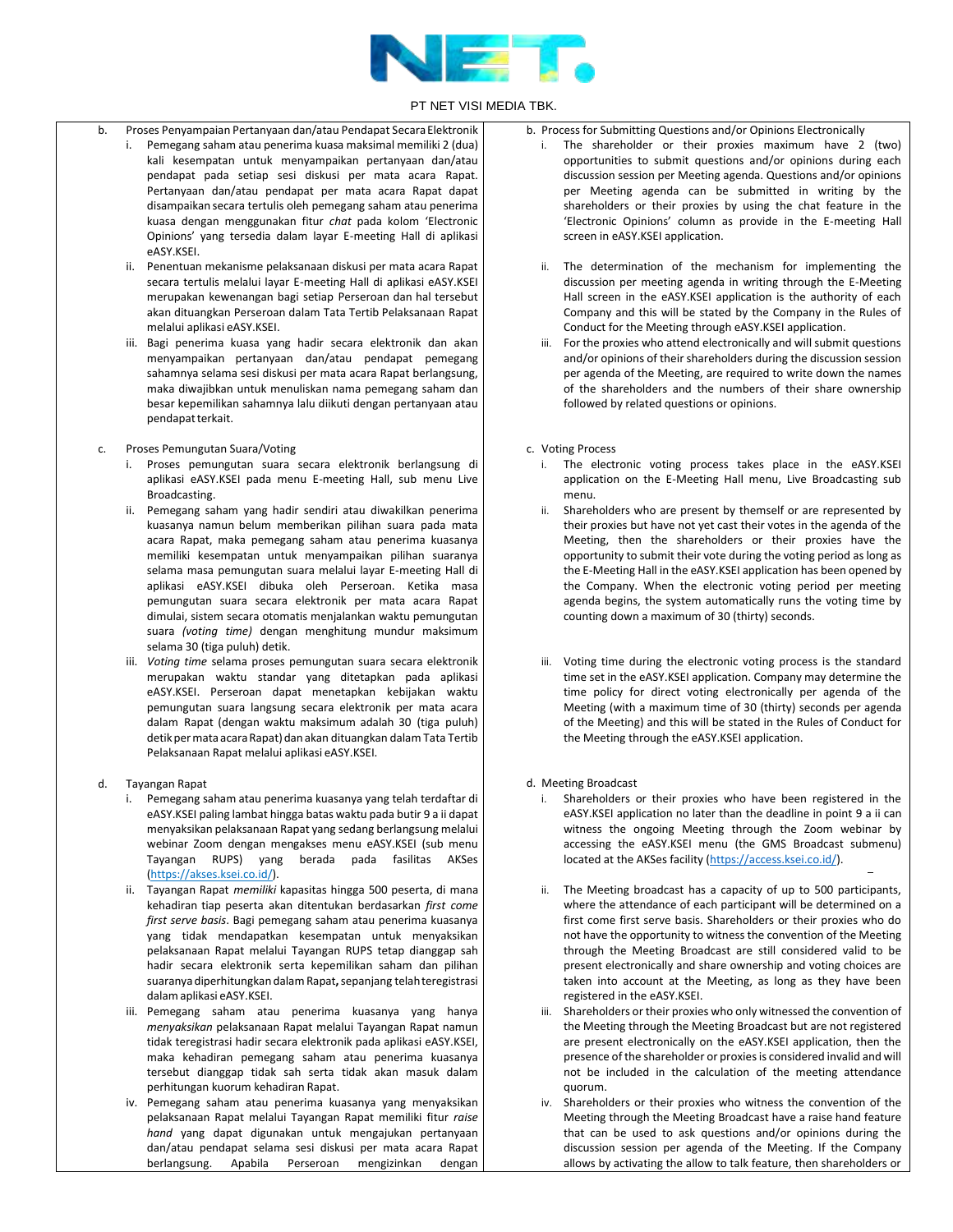PT NET VISI MEDIA TBK.

b. Proses Penyampaian Pertanyaan dan/atau Pendapat Secara Elektronik
   i. Pemegang saham atau penerima kuasa maksimal memiliki 2 (dua) kali kesempatan untuk menyampaikan pertanyaan dan/atau pendapat pada setiap sesi diskusi per mata acara Rapat. Pertanyaan dan/atau pendapat per mata acara Rapat dapat disampaikan secara tertulis oleh pemegang saham atau penerima kuasa dengan menggunakan fitur *chat* pada kolom 'Electronic Opinions' yang tersedia dalam layar E-meeting Hall di aplikasi eASY.KSEI.
   ii. Penentuan mekanisme pelaksanaan diskusi per mata acara Rapat secara tertulis melalui layar E-meeting Hall di aplikasi eASY.KSEI merupakan kewenangan bagi setiap Perseroan dan hal tersebut akan dituangkan Perseroan dalam Tata Tertib Pelaksanaan Rapat melalui aplikasi eASY.KSEI.
   iii. Bagi penerima kuasa yang hadir secara elektronik dan akan menyampaikan pertanyaan dan/atau pendapat pemegang sahamnya selama sesi diskusi per mata acara Rapat berlangsung, maka diwajibkan untuk menuliskan nama pemegang saham dan besar kepemilikan sahamnya lalu diikuti dengan pertanyaan atau pendapat terkait.

c. Proses Pemungutan Suara/Voting
   i. Proses pemungutan suara secara elektronik berlangsung di aplikasi eASY.KSEI pada menu E-meeting Hall, sub menu Live Broadcasting.
   ii. Pemegang saham yang hadir sendiri atau diwakilkan penerima kuasanya namun belum memberikan pilihan suara pada mata acara Rapat, maka pemegang saham atau penerima kuasanya memiliki kesempatan untuk menyampaikan pilihan suaranya selama masa pemungutan suara melalui layar E-meeting Hall di aplikasi eASY.KSEI dibuka oleh Perseroan. Ketika masa pemungutan suara secara elektronik per mata acara Rapat dimulai, sistem secara otomatis menjalankan waktu pemungutan suara *(voting time)* dengan menghitung mundur maksimum selama 30 (tiga puluh) detik.
   iii. *Voting time* selama proses pemungutan suara secara elektronik merupakan waktu standar yang ditetapkan pada aplikasi eASY.KSEI. Perseroan dapat menetapkan kebijakan waktu pemungutan suara langsung secara elektronik per mata acara dalam Rapat (dengan waktu maksimum adalah 30 (tiga puluh) detik per mata acara Rapat) dan akan dituangkan dalam Tata Tertib Pelaksanaan Rapat melalui aplikasi eASY.KSEI.

d. Tayangan Rapat
   i. Pemegang saham atau penerima kuasanya yang telah terdaftar di eASY.KSEI paling lambat hingga batas waktu pada butir 9 a ii dapat menyaksikan pelaksanaan Rapat yang sedang berlangsung melalui webinar Zoom dengan mengakses menu eASY.KSEI (sub menu Tayangan RUPS) yang berada pada fasilitas AKSes (https://akses.ksei.co.id/).
   ii. Tayangan Rapat *memiliki* kapasitas hingga 500 peserta, di mana kehadiran tiap peserta akan ditentukan berdasarkan *first come first serve basis*. Bagi pemegang saham atau penerima kuasanya yang tidak mendapatkan kesempatan untuk menyaksikan pelaksanaan Rapat melalui Tayangan RUPS tetap dianggap sah hadir secara elektronik serta kepemilikan saham dan pilihan suaranya diperhitungkan dalam Rapat**,** sepanjang telah teregistrasi dalam aplikasi eASY.KSEI.
   iii. Pemegang saham atau penerima kuasanya yang hanya *menyaksikan* pelaksanaan Rapat melalui Tayangan Rapat namun tidak teregistrasi hadir secara elektronik pada aplikasi eASY.KSEI, maka kehadiran pemegang saham atau penerima kuasanya tersebut dianggap tidak sah serta tidak akan masuk dalam perhitungan kuorum kehadiran Rapat.
   iv. Pemegang saham atau penerima kuasanya yang menyaksikan pelaksanaan Rapat melalui Tayangan Rapat memiliki fitur *raise hand* yang dapat digunakan untuk mengajukan pertanyaan dan/atau pendapat selama sesi diskusi per mata acara Rapat berlangsung. Apabila Perseroan mengizinkan dengan

b. Process for Submitting Questions and/or Opinions Electronically
   i. The shareholder or their proxies maximum have 2 (two) opportunities to submit questions and/or opinions during each discussion session per Meeting agenda. Questions and/or opinions per Meeting agenda can be submitted in writing by the shareholders or their proxies by using the chat feature in the 'Electronic Opinions' column as provide in the E-meeting Hall screen in eASY.KSEI application.
   ii. The determination of the mechanism for implementing the discussion per meeting agenda in writing through the E-Meeting Hall screen in the eASY.KSEI application is the authority of each Company and this will be stated by the Company in the Rules of Conduct for the Meeting through eASY.KSEI application.
   iii. For the proxies who attend electronically and will submit questions and/or opinions of their shareholders during the discussion session per agenda of the Meeting, are required to write down the names of the shareholders and the numbers of their share ownership followed by related questions or opinions.

c. Voting Process
   i. The electronic voting process takes place in the eASY.KSEI application on the E-Meeting Hall menu, Live Broadcasting sub menu.
   ii. Shareholders who are present by themself or are represented by their proxies but have not yet cast their votes in the agenda of the Meeting, then the shareholders or their proxies have the opportunity to submit their vote during the voting period as long as the E-Meeting Hall in the eASY.KSEI application has been opened by the Company. When the electronic voting period per meeting agenda begins, the system automatically runs the voting time by counting down a maximum of 30 (thirty) seconds.
   iii. Voting time during the electronic voting process is the standard time set in the eASY.KSEI application. Company may determine the time policy for direct voting electronically per agenda of the Meeting (with a maximum time of 30 (thirty) seconds per agenda of the Meeting) and this will be stated in the Rules of Conduct for the Meeting through the eASY.KSEI application.

d. Meeting Broadcast
   i. Shareholders or their proxies who have been registered in the eASY.KSEI application no later than the deadline in point 9 a ii can witness the ongoing Meeting through the Zoom webinar by accessing the eASY.KSEI menu (the GMS Broadcast submenu) located at the AKSes facility (https://access.ksei.co.id/).
   ii. The Meeting broadcast has a capacity of up to 500 participants, where the attendance of each participant will be determined on a first come first serve basis. Shareholders or their proxies who do not have the opportunity to witness the convention of the Meeting through the Meeting Broadcast are still considered valid to be present electronically and share ownership and voting choices are taken into account at the Meeting, as long as they have been registered in the eASY.KSEI.
   iii. Shareholders or their proxies who only witnessed the convention of the Meeting through the Meeting Broadcast but are not registered are present electronically on the eASY.KSEI application, then the presence of the shareholder or proxies is considered invalid and will not be included in the calculation of the meeting attendance quorum.
   iv. Shareholders or their proxies who witness the convention of the Meeting through the Meeting Broadcast have a raise hand feature that can be used to ask questions and/or opinions during the discussion session per agenda of the Meeting. If the Company allows by activating the allow to talk feature, then shareholders or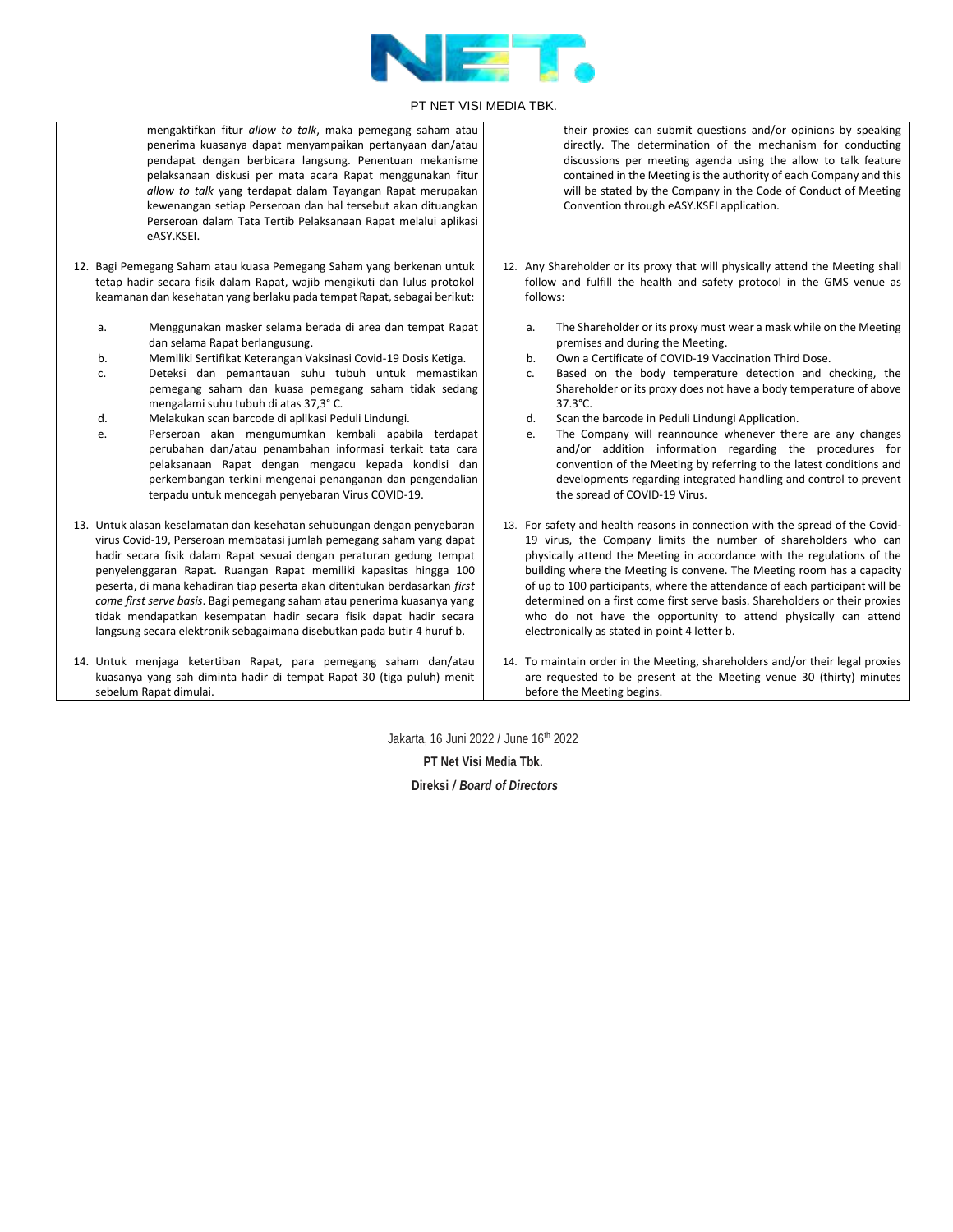mengaktifkan fitur *allow to talk*, maka pemegang saham atau penerima kuasanya dapat menyampaikan pertanyaan dan/atau pendapat dengan berbicara langsung. Penentuan mekanisme pelaksanaan diskusi per mata acara Rapat menggunakan fitur *allow to talk* yang terdapat dalam Tayangan Rapat merupakan kewenangan setiap Perseroan dan hal tersebut akan dituangkan Perseroan dalam Tata Tertib Pelaksanaan Rapat melalui aplikasi eASY.KSEI.

12. Bagi Pemegang Saham atau kuasa Pemegang Saham yang berkenan untuk tetap hadir secara fisik dalam Rapat, wajib mengikuti dan lulus protokol keamanan dan kesehatan yang berlaku pada tempat Rapat, sebagai berikut:

    a. Menggunakan masker selama berada di area dan tempat Rapat dan selama Rapat berlangusung.
    b. Memiliki Sertifikat Keterangan Vaksinasi Covid-19 Dosis Ketiga.
    c. Deteksi dan pemantauan suhu tubuh untuk memastikan pemegang saham dan kuasa pemegang saham tidak sedang mengalami suhu tubuh di atas 37,3° C.
    d. Melakukan scan barcode di aplikasi Peduli Lindungi.
    e. Perseroan akan mengumumkan kembali apabila terdapat perubahan dan/atau penambahan informasi terkait tata cara pelaksanaan Rapat dengan mengacu kepada kondisi dan perkembangan terkini mengenai penanganan dan pengendalian terpadu untuk mencegah penyebaran Virus COVID-19.

13. Untuk alasan keselamatan dan kesehatan sehubungan dengan penyebaran virus Covid-19, Perseroan membatasi jumlah pemegang saham yang dapat hadir secara fisik dalam Rapat sesuai dengan peraturan gedung tempat penyelenggaran Rapat. Ruangan Rapat memiliki kapasitas hingga 100 peserta, di mana kehadiran tiap peserta akan ditentukan berdasarkan *first come first serve basis*. Bagi pemegang saham atau penerima kuasanya yang tidak mendapatkan kesempatan hadir secara fisik dapat hadir secara langsung secara elektronik sebagaimana disebutkan pada butir 4 huruf b.

14. Untuk menjaga ketertiban Rapat, para pemegang saham dan/atau kuasanya yang sah diminta hadir di tempat Rapat 30 (tiga puluh) menit sebelum Rapat dimulai.

their proxies can submit questions and/or opinions by speaking directly. The determination of the mechanism for conducting discussions per meeting agenda using the allow to talk feature contained in the Meeting is the authority of each Company and this will be stated by the Company in the Code of Conduct of Meeting Convention through eASY.KSEI application.

12. Any Shareholder or its proxy that will physically attend the Meeting shall follow and fulfill the health and safety protocol in the GMS venue as follows:

    a. The Shareholder or its proxy must wear a mask while on the Meeting premises and during the Meeting.
    b. Own a Certificate of COVID-19 Vaccination Third Dose.
    c. Based on the body temperature detection and checking, the Shareholder or its proxy does not have a body temperature of above 37.3°C.
    d. Scan the barcode in Peduli Lindungi Application.
    e. The Company will reannounce whenever there are any changes and/or addition information regarding the procedures for convention of the Meeting by referring to the latest conditions and developments regarding integrated handling and control to prevent the spread of COVID-19 Virus.

13. For safety and health reasons in connection with the spread of the Covid-19 virus, the Company limits the number of shareholders who can physically attend the Meeting in accordance with the regulations of the building where the Meeting is convene. The Meeting room has a capacity of up to 100 participants, where the attendance of each participant will be determined on a first come first serve basis. Shareholders or their proxies who do not have the opportunity to attend physically can attend electronically as stated in point 4 letter b.

14. To maintain order in the Meeting, shareholders and/or their legal proxies are requested to be present at the Meeting venue 30 (thirty) minutes before the Meeting begins.

Jakarta, 16 Juni 2022 / June 16th 2022

**PT Net Visi Media Tbk.**

**Direksi / *Board of Directors***